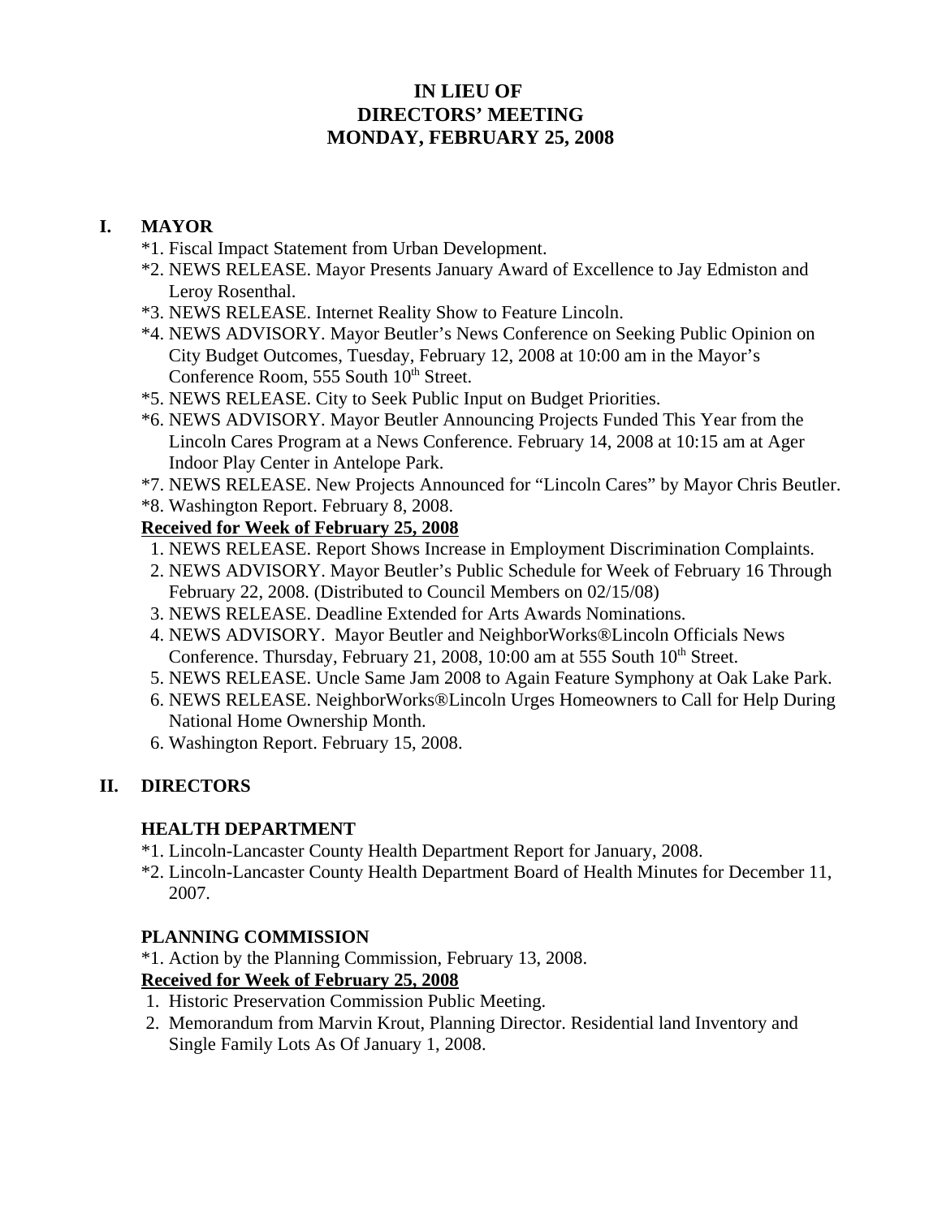# IN LIEU OF
# DIRECTORS' MEETING
# MONDAY, FEBRUARY 25, 2008

## I. MAYOR

*1. Fiscal Impact Statement from Urban Development.
*2. NEWS RELEASE. Mayor Presents January Award of Excellence to Jay Edmiston and Leroy Rosenthal.
*3. NEWS RELEASE. Internet Reality Show to Feature Lincoln.
*4. NEWS ADVISORY. Mayor Beutler's News Conference on Seeking Public Opinion on City Budget Outcomes, Tuesday, February 12, 2008 at 10:00 am in the Mayor's Conference Room, 555 South 10th Street.
*5. NEWS RELEASE. City to Seek Public Input on Budget Priorities.
*6. NEWS ADVISORY. Mayor Beutler Announcing Projects Funded This Year from the Lincoln Cares Program at a News Conference. February 14, 2008 at 10:15 am at Ager Indoor Play Center in Antelope Park.
*7. NEWS RELEASE. New Projects Announced for "Lincoln Cares" by Mayor Chris Beutler.
*8. Washington Report. February 8, 2008.

**<u>Received for Week of February 25, 2008</u>**

1. NEWS RELEASE. Report Shows Increase in Employment Discrimination Complaints.
2. NEWS ADVISORY. Mayor Beutler's Public Schedule for Week of February 16 Through February 22, 2008. (Distributed to Council Members on 02/15/08)
3. NEWS RELEASE. Deadline Extended for Arts Awards Nominations.
4. NEWS ADVISORY. Mayor Beutler and NeighborWorks®Lincoln Officials News Conference. Thursday, February 21, 2008, 10:00 am at 555 South 10th Street.
5. NEWS RELEASE. Uncle Same Jam 2008 to Again Feature Symphony at Oak Lake Park.
6. NEWS RELEASE. NeighborWorks®Lincoln Urges Homeowners to Call for Help During National Home Ownership Month.
6. Washington Report. February 15, 2008.

## II. DIRECTORS

### HEALTH DEPARTMENT

*1. Lincoln-Lancaster County Health Department Report for January, 2008.
*2. Lincoln-Lancaster County Health Department Board of Health Minutes for December 11, 2007.

### PLANNING COMMISSION

*1. Action by the Planning Commission, February 13, 2008.

**<u>Received for Week of February 25, 2008</u>**

1. Historic Preservation Commission Public Meeting.
2. Memorandum from Marvin Krout, Planning Director. Residential land Inventory and Single Family Lots As Of January 1, 2008.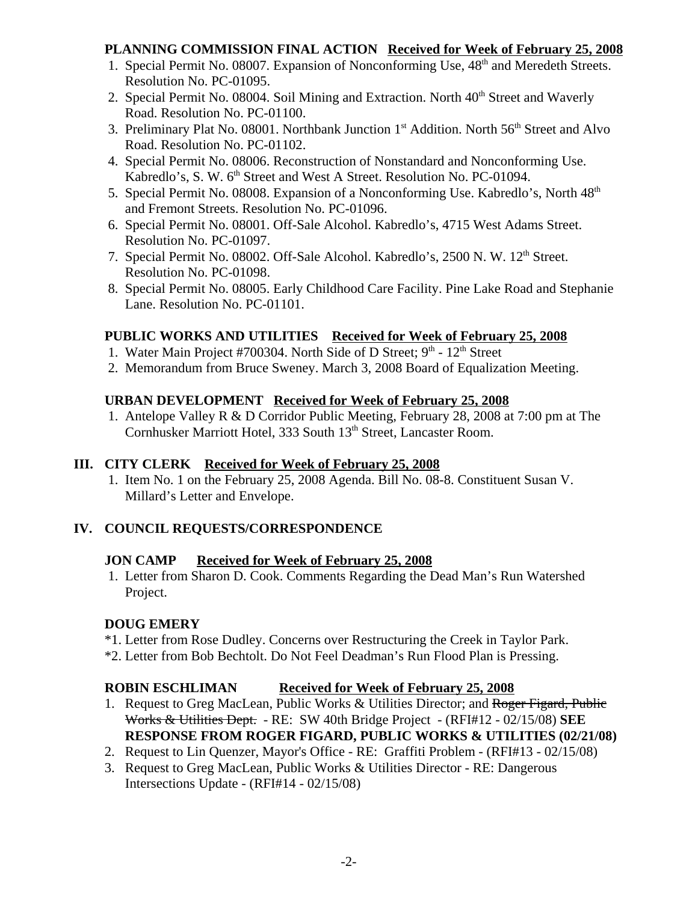**PLANNING COMMISSION FINAL ACTION** **Received for Week of February 25, 2008**

1. Special Permit No. 08007. Expansion of Nonconforming Use, 48th and Meredeth Streets. Resolution No. PC-01095.
2. Special Permit No. 08004. Soil Mining and Extraction. North 40th Street and Waverly Road. Resolution No. PC-01100.
3. Preliminary Plat No. 08001. Northbank Junction 1st Addition. North 56th Street and Alvo Road. Resolution No. PC-01102.
4. Special Permit No. 08006. Reconstruction of Nonstandard and Nonconforming Use. Kabredlo's, S. W. 6th Street and West A Street. Resolution No. PC-01094.
5. Special Permit No. 08008. Expansion of a Nonconforming Use. Kabredlo's, North 48th and Fremont Streets. Resolution No. PC-01096.
6. Special Permit No. 08001. Off-Sale Alcohol. Kabredlo's, 4715 West Adams Street. Resolution No. PC-01097.
7. Special Permit No. 08002. Off-Sale Alcohol. Kabredlo's, 2500 N. W. 12th Street. Resolution No. PC-01098.
8. Special Permit No. 08005. Early Childhood Care Facility. Pine Lake Road and Stephanie Lane. Resolution No. PC-01101.

**PUBLIC WORKS AND UTILITIES** **Received for Week of February 25, 2008**

1. Water Main Project #700304. North Side of D Street; 9th - 12th Street
2. Memorandum from Bruce Sweney. March 3, 2008 Board of Equalization Meeting.

**URBAN DEVELOPMENT** **Received for Week of February 25, 2008**

1. Antelope Valley R & D Corridor Public Meeting, February 28, 2008 at 7:00 pm at The Cornhusker Marriott Hotel, 333 South 13th Street, Lancaster Room.

## III. CITY CLERK **Received for Week of February 25, 2008**

1. Item No. 1 on the February 25, 2008 Agenda. Bill No. 08-8. Constituent Susan V. Millard's Letter and Envelope.

## IV. COUNCIL REQUESTS/CORRESPONDENCE

**JON CAMP** **Received for Week of February 25, 2008**

1. Letter from Sharon D. Cook. Comments Regarding the Dead Man's Run Watershed Project.

**DOUG EMERY**

*1. Letter from Rose Dudley. Concerns over Restructuring the Creek in Taylor Park.

*2. Letter from Bob Bechtolt. Do Not Feel Deadman's Run Flood Plan is Pressing.

**ROBIN ESCHLIMAN** **Received for Week of February 25, 2008**

1. Request to Greg MacLean, Public Works & Utilities Director; and ~~Roger Figard, Public Works & Utilities Dept.~~ - RE: SW 40th Bridge Project - (RFI#12 - 02/15/08) **SEE RESPONSE FROM ROGER FIGARD, PUBLIC WORKS & UTILITIES (02/21/08)**
2. Request to Lin Quenzer, Mayor's Office - RE: Graffiti Problem - (RFI#13 - 02/15/08)
3. Request to Greg MacLean, Public Works & Utilities Director - RE: Dangerous Intersections Update - (RFI#14 - 02/15/08)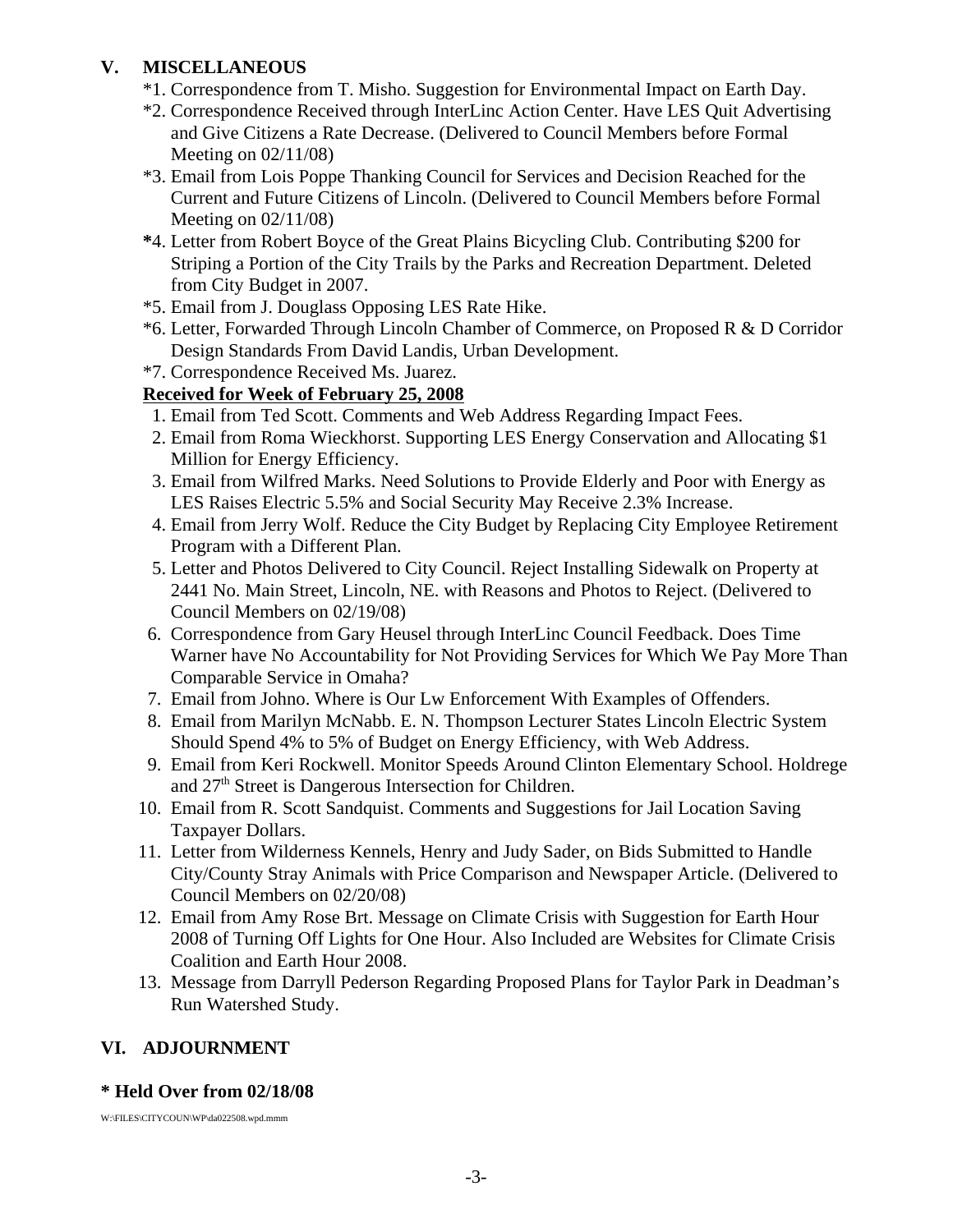## V. MISCELLANEOUS

*1. Correspondence from T. Misho. Suggestion for Environmental Impact on Earth Day.

*2. Correspondence Received through InterLinc Action Center. Have LES Quit Advertising and Give Citizens a Rate Decrease. (Delivered to Council Members before Formal Meeting on 02/11/08)

*3. Email from Lois Poppe Thanking Council for Services and Decision Reached for the Current and Future Citizens of Lincoln. (Delivered to Council Members before Formal Meeting on 02/11/08)

*4. Letter from Robert Boyce of the Great Plains Bicycling Club. Contributing $200 for Striping a Portion of the City Trails by the Parks and Recreation Department. Deleted from City Budget in 2007.

*5. Email from J. Douglass Opposing LES Rate Hike.

*6. Letter, Forwarded Through Lincoln Chamber of Commerce, on Proposed R & D Corridor Design Standards From David Landis, Urban Development.

*7. Correspondence Received Ms. Juarez.

**Received for Week of February 25, 2008**

1. Email from Ted Scott. Comments and Web Address Regarding Impact Fees.
2. Email from Roma Wieckhorst. Supporting LES Energy Conservation and Allocating $1 Million for Energy Efficiency.
3. Email from Wilfred Marks. Need Solutions to Provide Elderly and Poor with Energy as LES Raises Electric 5.5% and Social Security May Receive 2.3% Increase.
4. Email from Jerry Wolf. Reduce the City Budget by Replacing City Employee Retirement Program with a Different Plan.
5. Letter and Photos Delivered to City Council. Reject Installing Sidewalk on Property at 2441 No. Main Street, Lincoln, NE. with Reasons and Photos to Reject. (Delivered to Council Members on 02/19/08)
6. Correspondence from Gary Heusel through InterLinc Council Feedback. Does Time Warner have No Accountability for Not Providing Services for Which We Pay More Than Comparable Service in Omaha?
7. Email from Johno. Where is Our Lw Enforcement With Examples of Offenders.
8. Email from Marilyn McNabb. E. N. Thompson Lecturer States Lincoln Electric System Should Spend 4% to 5% of Budget on Energy Efficiency, with Web Address.
9. Email from Keri Rockwell. Monitor Speeds Around Clinton Elementary School. Holdrege and 27th Street is Dangerous Intersection for Children.
10. Email from R. Scott Sandquist. Comments and Suggestions for Jail Location Saving Taxpayer Dollars.
11. Letter from Wilderness Kennels, Henry and Judy Sader, on Bids Submitted to Handle City/County Stray Animals with Price Comparison and Newspaper Article. (Delivered to Council Members on 02/20/08)
12. Email from Amy Rose Brt. Message on Climate Crisis with Suggestion for Earth Hour 2008 of Turning Off Lights for One Hour. Also Included are Websites for Climate Crisis Coalition and Earth Hour 2008.
13. Message from Darryll Pederson Regarding Proposed Plans for Taylor Park in Deadman's Run Watershed Study.

## VI. ADJOURNMENT

**\* Held Over from 02/18/08**

W:\FILES\CITYCOUN\WP\da022508.wpd.mmm